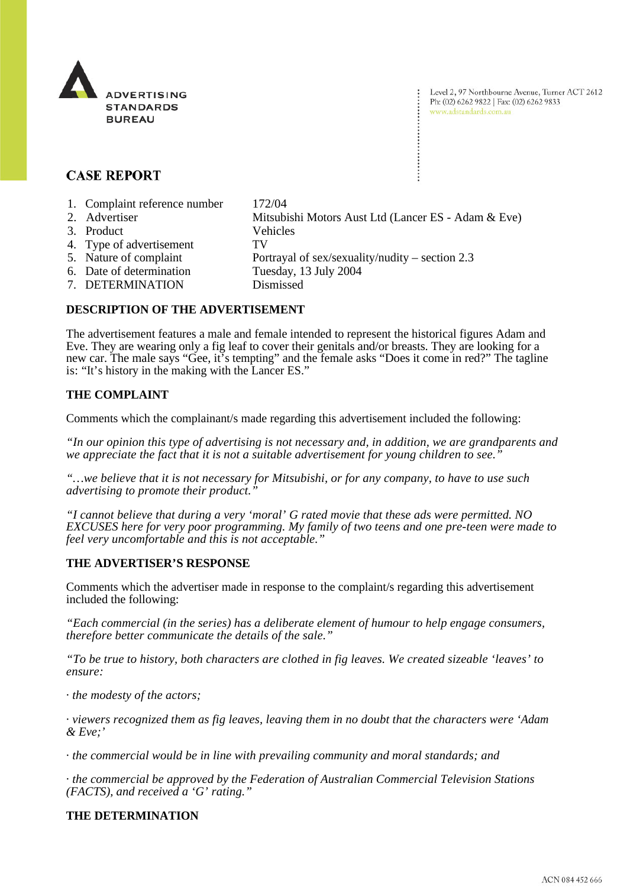ADVERTISING STANDARDS BUREAU

Level 2, 97 Northbourne Avenue, Turner ACT 2612
Ph: (02) 6262 9822 | Fax: (02) 6262 9833
www.adstandards.com.au

# CASE REPORT

1. Complaint reference number — 172/04
2. Advertiser — Mitsubishi Motors Aust Ltd (Lancer ES - Adam & Eve)
3. Product — Vehicles
4. Type of advertisement — TV
5. Nature of complaint — Portrayal of sex/sexuality/nudity – section 2.3
6. Date of determination — Tuesday, 13 July 2004
7. DETERMINATION — Dismissed

## DESCRIPTION OF THE ADVERTISEMENT

The advertisement features a male and female intended to represent the historical figures Adam and Eve. They are wearing only a fig leaf to cover their genitals and/or breasts. They are looking for a new car. The male says "Gee, it's tempting" and the female asks "Does it come in red?" The tagline is: "It's history in the making with the Lancer ES."

## THE COMPLAINT

Comments which the complainant/s made regarding this advertisement included the following:

*"In our opinion this type of advertising is not necessary and, in addition, we are grandparents and we appreciate the fact that it is not a suitable advertisement for young children to see."*

*"…we believe that it is not necessary for Mitsubishi, or for any company, to have to use such advertising to promote their product."*

*"I cannot believe that during a very 'moral' G rated movie that these ads were permitted. NO EXCUSES here for very poor programming. My family of two teens and one pre-teen were made to feel very uncomfortable and this is not acceptable."*

## THE ADVERTISER'S RESPONSE

Comments which the advertiser made in response to the complaint/s regarding this advertisement included the following:

*"Each commercial (in the series) has a deliberate element of humour to help engage consumers, therefore better communicate the details of the sale."*

*"To be true to history, both characters are clothed in fig leaves. We created sizeable 'leaves' to ensure:*

*· the modesty of the actors;*

*· viewers recognized them as fig leaves, leaving them in no doubt that the characters were 'Adam & Eve;'*

*· the commercial would be in line with prevailing community and moral standards; and*

*· the commercial be approved by the Federation of Australian Commercial Television Stations (FACTS), and received a 'G' rating."*

## THE DETERMINATION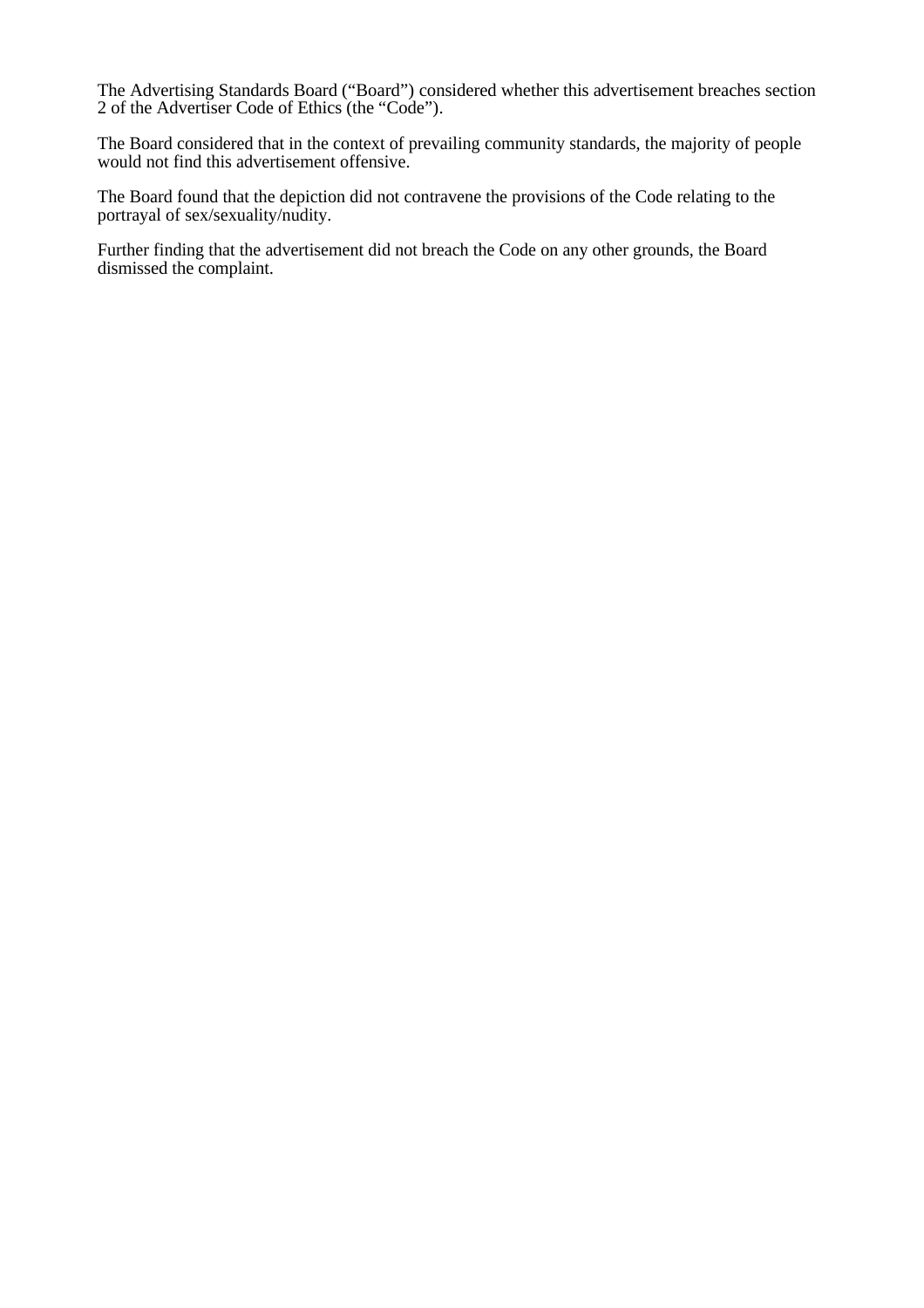The Advertising Standards Board ("Board") considered whether this advertisement breaches section 2 of the Advertiser Code of Ethics (the "Code").

The Board considered that in the context of prevailing community standards, the majority of people would not find this advertisement offensive.

The Board found that the depiction did not contravene the provisions of the Code relating to the portrayal of sex/sexuality/nudity.

Further finding that the advertisement did not breach the Code on any other grounds, the Board dismissed the complaint.